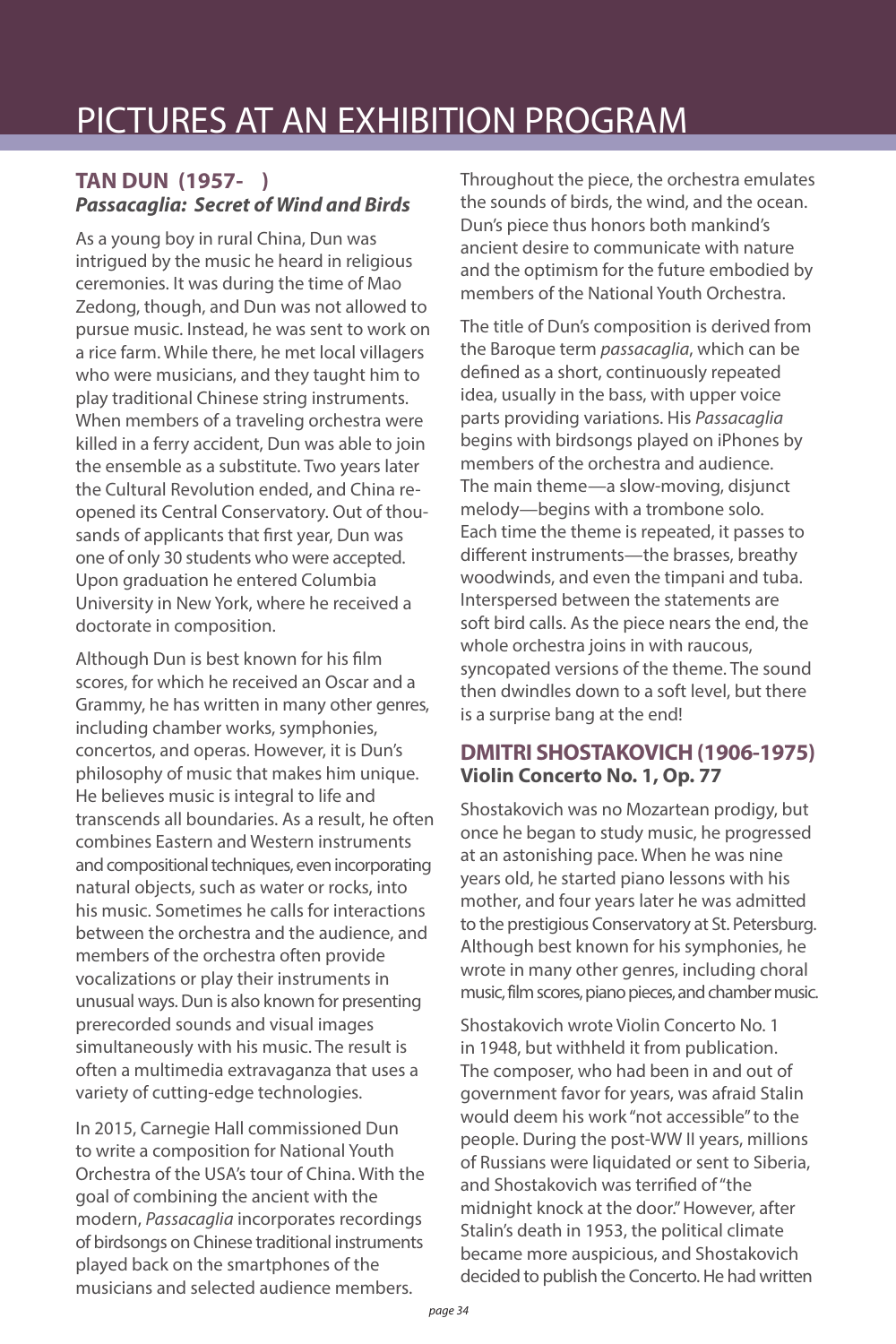# PICTURES AT AN EXHIBITION PROGRAM

## TAN DUN (1957- )

### *Passacaglia: Secret of Wind and Birds*

As a young boy in rural China, Dun was intrigued by the music he heard in religious ceremonies. It was during the time of Mao Zedong, though, and Dun was not allowed to pursue music. Instead, he was sent to work on a rice farm. While there, he met local villagers who were musicians, and they taught him to play traditional Chinese string instruments. When members of a traveling orchestra were killed in a ferry accident, Dun was able to join the ensemble as a substitute. Two years later the Cultural Revolution ended, and China re-opened its Central Conservatory. Out of thousands of applicants that first year, Dun was one of only 30 students who were accepted. Upon graduation he entered Columbia University in New York, where he received a doctorate in composition.

Although Dun is best known for his film scores, for which he received an Oscar and a Grammy, he has written in many other genres, including chamber works, symphonies, concertos, and operas. However, it is Dun's philosophy of music that makes him unique. He believes music is integral to life and transcends all boundaries. As a result, he often combines Eastern and Western instruments and compositional techniques, even incorporating natural objects, such as water or rocks, into his music. Sometimes he calls for interactions between the orchestra and the audience, and members of the orchestra often provide vocalizations or play their instruments in unusual ways. Dun is also known for presenting prerecorded sounds and visual images simultaneously with his music. The result is often a multimedia extravaganza that uses a variety of cutting-edge technologies.

In 2015, Carnegie Hall commissioned Dun to write a composition for National Youth Orchestra of the USA's tour of China. With the goal of combining the ancient with the modern, *Passacaglia* incorporates recordings of birdsongs on Chinese traditional instruments played back on the smartphones of the musicians and selected audience members. Throughout the piece, the orchestra emulates the sounds of birds, the wind, and the ocean. Dun's piece thus honors both mankind's ancient desire to communicate with nature and the optimism for the future embodied by members of the National Youth Orchestra.

The title of Dun's composition is derived from the Baroque term *passacaglia*, which can be defined as a short, continuously repeated idea, usually in the bass, with upper voice parts providing variations. His *Passacaglia* begins with birdsongs played on iPhones by members of the orchestra and audience. The main theme—a slow-moving, disjunct melody—begins with a trombone solo. Each time the theme is repeated, it passes to different instruments—the brasses, breathy woodwinds, and even the timpani and tuba. Interspersed between the statements are soft bird calls. As the piece nears the end, the whole orchestra joins in with raucous, syncopated versions of the theme. The sound then dwindles down to a soft level, but there is a surprise bang at the end!

## DMITRI SHOSTAKOVICH (1906-1975)

### Violin Concerto No. 1, Op. 77

Shostakovich was no Mozartean prodigy, but once he began to study music, he progressed at an astonishing pace. When he was nine years old, he started piano lessons with his mother, and four years later he was admitted to the prestigious Conservatory at St. Petersburg. Although best known for his symphonies, he wrote in many other genres, including choral music, film scores, piano pieces, and chamber music.

Shostakovich wrote Violin Concerto No. 1 in 1948, but withheld it from publication. The composer, who had been in and out of government favor for years, was afraid Stalin would deem his work "not accessible" to the people. During the post-WW II years, millions of Russians were liquidated or sent to Siberia, and Shostakovich was terrified of "the midnight knock at the door." However, after Stalin's death in 1953, the political climate became more auspicious, and Shostakovich decided to publish the Concerto. He had written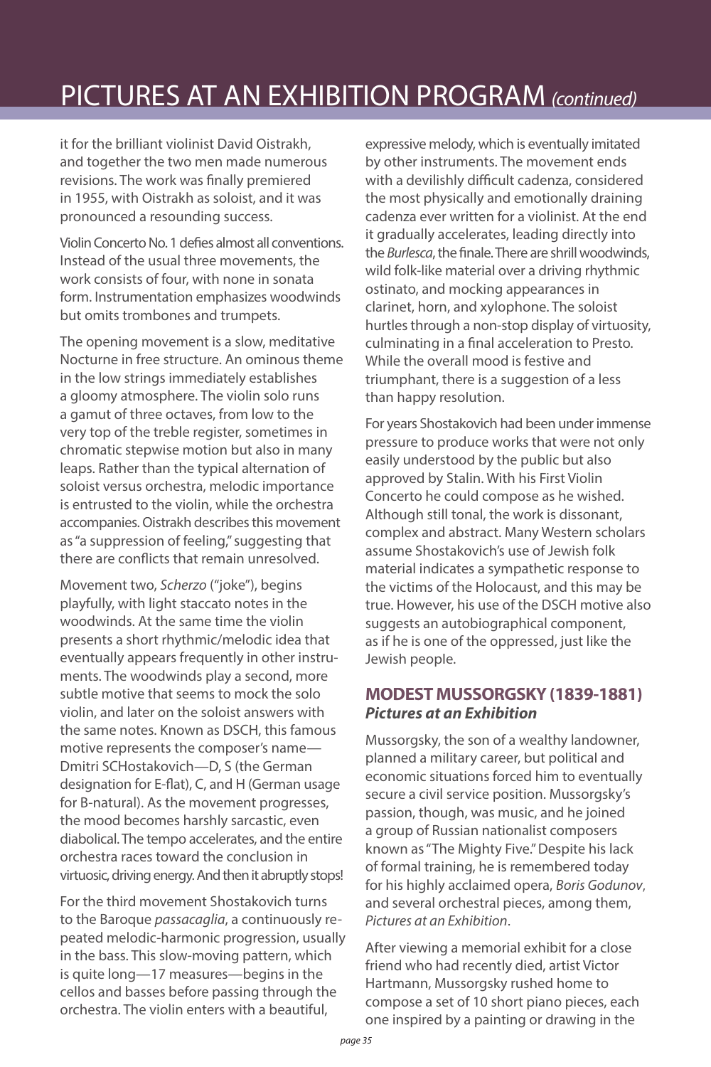it for the brilliant violinist David Oistrakh, and together the two men made numerous revisions. The work was finally premiered in 1955, with Oistrakh as soloist, and it was pronounced a resounding success.

Violin Concerto No. 1 defies almost all conventions. Instead of the usual three movements, the work consists of four, with none in sonata form. Instrumentation emphasizes woodwinds but omits trombones and trumpets.

The opening movement is a slow, meditative Nocturne in free structure. An ominous theme in the low strings immediately establishes a gloomy atmosphere. The violin solo runs a gamut of three octaves, from low to the very top of the treble register, sometimes in chromatic stepwise motion but also in many leaps. Rather than the typical alternation of soloist versus orchestra, melodic importance is entrusted to the violin, while the orchestra accompanies. Oistrakh describes this movement as "a suppression of feeling," suggesting that there are conflicts that remain unresolved.

Movement two, *Scherzo* ("joke"), begins playfully, with light staccato notes in the woodwinds. At the same time the violin presents a short rhythmic/melodic idea that eventually appears frequently in other instruments. The woodwinds play a second, more subtle motive that seems to mock the solo violin, and later on the soloist answers with the same notes. Known as DSCH, this famous motive represents the composer's name—Dmitri SCHostakovich—D, S (the German designation for E-flat), C, and H (German usage for B-natural). As the movement progresses, the mood becomes harshly sarcastic, even diabolical. The tempo accelerates, and the entire orchestra races toward the conclusion in virtuosic, driving energy. And then it abruptly stops!

For the third movement Shostakovich turns to the Baroque *passacaglia*, a continuously repeated melodic-harmonic progression, usually in the bass. This slow-moving pattern, which is quite long—17 measures—begins in the cellos and basses before passing through the orchestra. The violin enters with a beautiful, expressive melody, which is eventually imitated by other instruments. The movement ends with a devilishly difficult cadenza, considered the most physically and emotionally draining cadenza ever written for a violinist. At the end it gradually accelerates, leading directly into the *Burlesca*, the finale. There are shrill woodwinds, wild folk-like material over a driving rhythmic ostinato, and mocking appearances in clarinet, horn, and xylophone. The soloist hurtles through a non-stop display of virtuosity, culminating in a final acceleration to Presto. While the overall mood is festive and triumphant, there is a suggestion of a less than happy resolution.

For years Shostakovich had been under immense pressure to produce works that were not only easily understood by the public but also approved by Stalin. With his First Violin Concerto he could compose as he wished. Although still tonal, the work is dissonant, complex and abstract. Many Western scholars assume Shostakovich's use of Jewish folk material indicates a sympathetic response to the victims of the Holocaust, and this may be true. However, his use of the DSCH motive also suggests an autobiographical component, as if he is one of the oppressed, just like the Jewish people.

## MODEST MUSSORGSKY (1839-1881)
### *Pictures at an Exhibition*

Mussorgsky, the son of a wealthy landowner, planned a military career, but political and economic situations forced him to eventually secure a civil service position. Mussorgsky's passion, though, was music, and he joined a group of Russian nationalist composers known as "The Mighty Five." Despite his lack of formal training, he is remembered today for his highly acclaimed opera, *Boris Godunov*, and several orchestral pieces, among them, *Pictures at an Exhibition*.

After viewing a memorial exhibit for a close friend who had recently died, artist Victor Hartmann, Mussorgsky rushed home to compose a set of 10 short piano pieces, each one inspired by a painting or drawing in the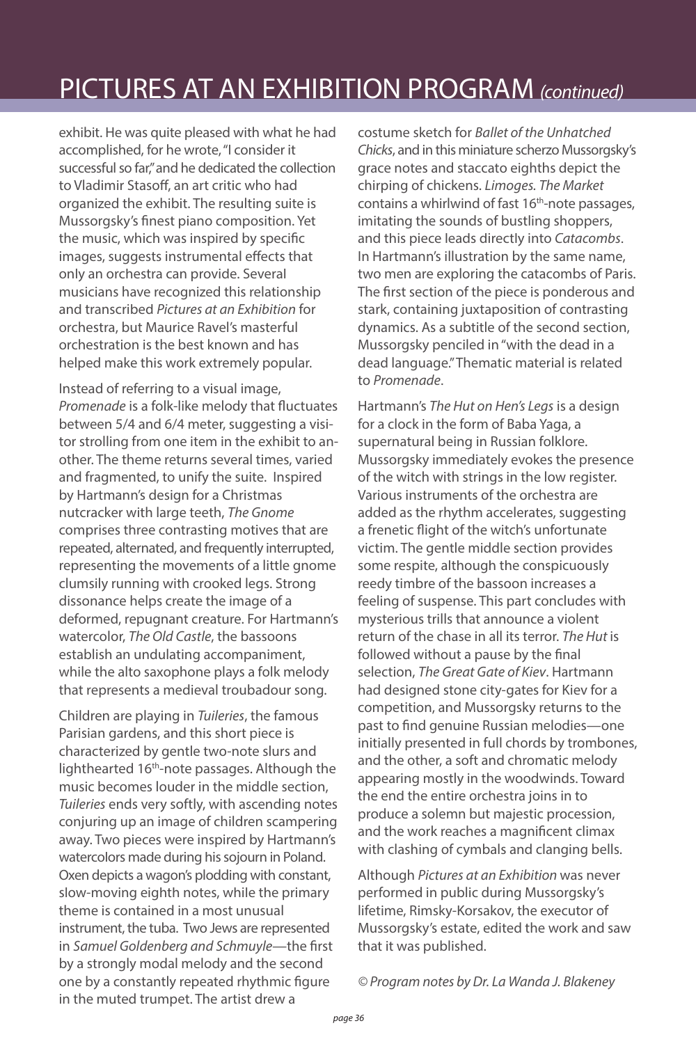# PICTURES AT AN EXHIBITION PROGRAM *(continued)*

exhibit. He was quite pleased with what he had accomplished, for he wrote, "I consider it successful so far," and he dedicated the collection to Vladimir Stasoff, an art critic who had organized the exhibit. The resulting suite is Mussorgsky's finest piano composition. Yet the music, which was inspired by specific images, suggests instrumental effects that only an orchestra can provide. Several musicians have recognized this relationship and transcribed *Pictures at an Exhibition* for orchestra, but Maurice Ravel's masterful orchestration is the best known and has helped make this work extremely popular.

Instead of referring to a visual image, *Promenade* is a folk-like melody that fluctuates between 5/4 and 6/4 meter, suggesting a visitor strolling from one item in the exhibit to another. The theme returns several times, varied and fragmented, to unify the suite. Inspired by Hartmann's design for a Christmas nutcracker with large teeth, *The Gnome* comprises three contrasting motives that are repeated, alternated, and frequently interrupted, representing the movements of a little gnome clumsily running with crooked legs. Strong dissonance helps create the image of a deformed, repugnant creature. For Hartmann's watercolor, *The Old Castle*, the bassoons establish an undulating accompaniment, while the alto saxophone plays a folk melody that represents a medieval troubadour song.

Children are playing in *Tuileries*, the famous Parisian gardens, and this short piece is characterized by gentle two-note slurs and lighthearted 16th-note passages. Although the music becomes louder in the middle section, *Tuileries* ends very softly, with ascending notes conjuring up an image of children scampering away. Two pieces were inspired by Hartmann's watercolors made during his sojourn in Poland. Oxen depicts a wagon's plodding with constant, slow-moving eighth notes, while the primary theme is contained in a most unusual instrument, the tuba. Two Jews are represented in *Samuel Goldenberg and Schmuyle*—the first by a strongly modal melody and the second one by a constantly repeated rhythmic figure in the muted trumpet. The artist drew a costume sketch for *Ballet of the Unhatched Chicks*, and in this miniature scherzo Mussorgsky's grace notes and staccato eighths depict the chirping of chickens. *Limoges. The Market* contains a whirlwind of fast 16th-note passages, imitating the sounds of bustling shoppers, and this piece leads directly into *Catacombs*. In Hartmann's illustration by the same name, two men are exploring the catacombs of Paris. The first section of the piece is ponderous and stark, containing juxtaposition of contrasting dynamics. As a subtitle of the second section, Mussorgsky penciled in "with the dead in a dead language." Thematic material is related to *Promenade*.

Hartmann's *The Hut on Hen's Legs* is a design for a clock in the form of Baba Yaga, a supernatural being in Russian folklore. Mussorgsky immediately evokes the presence of the witch with strings in the low register. Various instruments of the orchestra are added as the rhythm accelerates, suggesting a frenetic flight of the witch's unfortunate victim. The gentle middle section provides some respite, although the conspicuously reedy timbre of the bassoon increases a feeling of suspense. This part concludes with mysterious trills that announce a violent return of the chase in all its terror. *The Hut* is followed without a pause by the final selection, *The Great Gate of Kiev*. Hartmann had designed stone city-gates for Kiev for a competition, and Mussorgsky returns to the past to find genuine Russian melodies—one initially presented in full chords by trombones, and the other, a soft and chromatic melody appearing mostly in the woodwinds. Toward the end the entire orchestra joins in to produce a solemn but majestic procession, and the work reaches a magnificent climax with clashing of cymbals and clanging bells.

Although *Pictures at an Exhibition* was never performed in public during Mussorgsky's lifetime, Rimsky-Korsakov, the executor of Mussorgsky's estate, edited the work and saw that it was published.

*© Program notes by Dr. La Wanda J. Blakeney*